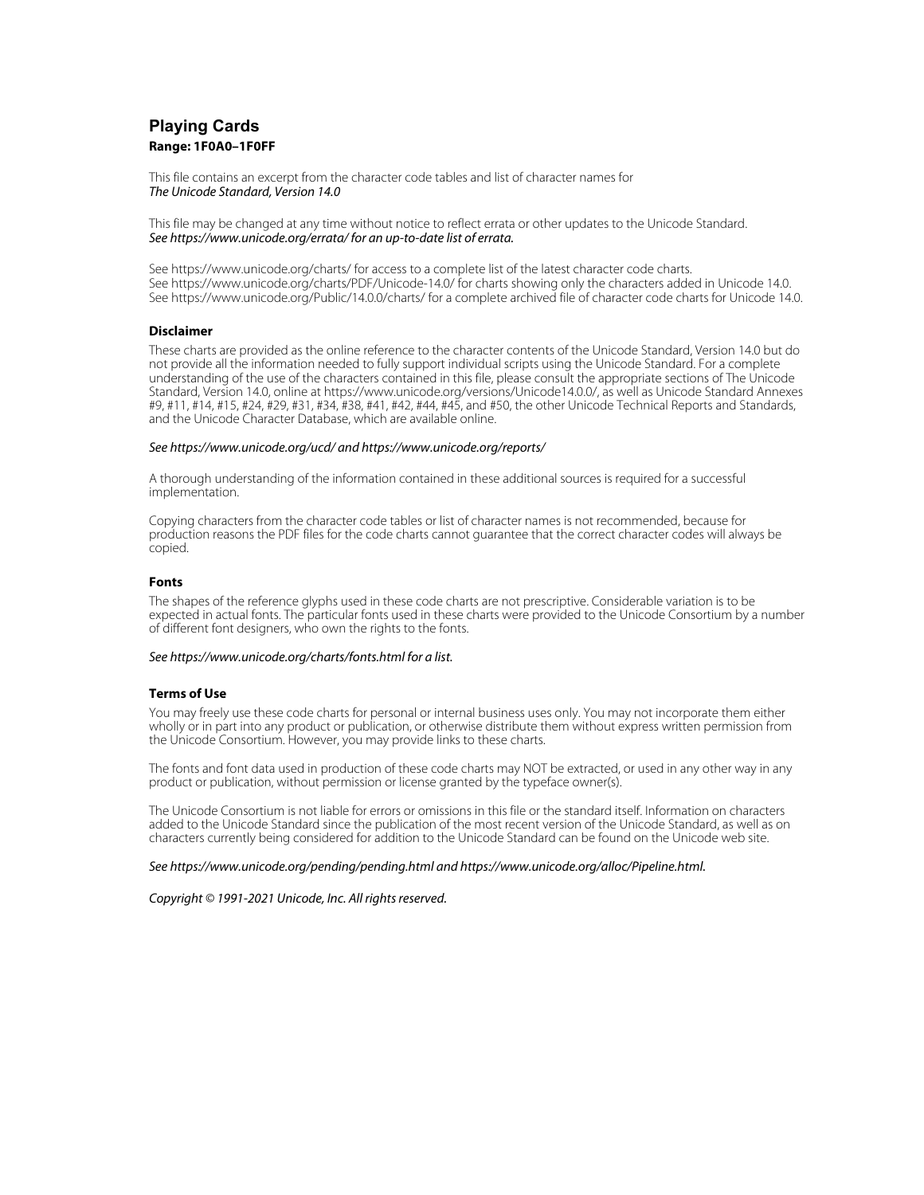# Playing Cards

**Range: 1F0A0–1F0FF**

This file contains an excerpt from the character code tables and list of character names for
*The Unicode Standard, Version 14.0*

This file may be changed at any time without notice to reflect errata or other updates to the Unicode Standard.
*See https://www.unicode.org/errata/ for an up-to-date list of errata.*

See https://www.unicode.org/charts/ for access to a complete list of the latest character code charts.
See https://www.unicode.org/charts/PDF/Unicode-14.0/ for charts showing only the characters added in Unicode 14.0.
See https://www.unicode.org/Public/14.0.0/charts/ for a complete archived file of character code charts for Unicode 14.0.

### Disclaimer

These charts are provided as the online reference to the character contents of the Unicode Standard, Version 14.0 but do not provide all the information needed to fully support individual scripts using the Unicode Standard. For a complete understanding of the use of the characters contained in this file, please consult the appropriate sections of The Unicode Standard, Version 14.0, online at https://www.unicode.org/versions/Unicode14.0.0/, as well as Unicode Standard Annexes #9, #11, #14, #15, #24, #29, #31, #34, #38, #41, #42, #44, #45, and #50, the other Unicode Technical Reports and Standards, and the Unicode Character Database, which are available online.

*See https://www.unicode.org/ucd/ and https://www.unicode.org/reports/*

A thorough understanding of the information contained in these additional sources is required for a successful implementation.

Copying characters from the character code tables or list of character names is not recommended, because for production reasons the PDF files for the code charts cannot guarantee that the correct character codes will always be copied.

### Fonts

The shapes of the reference glyphs used in these code charts are not prescriptive. Considerable variation is to be expected in actual fonts. The particular fonts used in these charts were provided to the Unicode Consortium by a number of different font designers, who own the rights to the fonts.

*See https://www.unicode.org/charts/fonts.html for a list.*

### Terms of Use

You may freely use these code charts for personal or internal business uses only. You may not incorporate them either wholly or in part into any product or publication, or otherwise distribute them without express written permission from the Unicode Consortium. However, you may provide links to these charts.

The fonts and font data used in production of these code charts may NOT be extracted, or used in any other way in any product or publication, without permission or license granted by the typeface owner(s).

The Unicode Consortium is not liable for errors or omissions in this file or the standard itself. Information on characters added to the Unicode Standard since the publication of the most recent version of the Unicode Standard, as well as on characters currently being considered for addition to the Unicode Standard can be found on the Unicode web site.

*See https://www.unicode.org/pending/pending.html and https://www.unicode.org/alloc/Pipeline.html.*

*Copyright © 1991-2021 Unicode, Inc. All rights reserved.*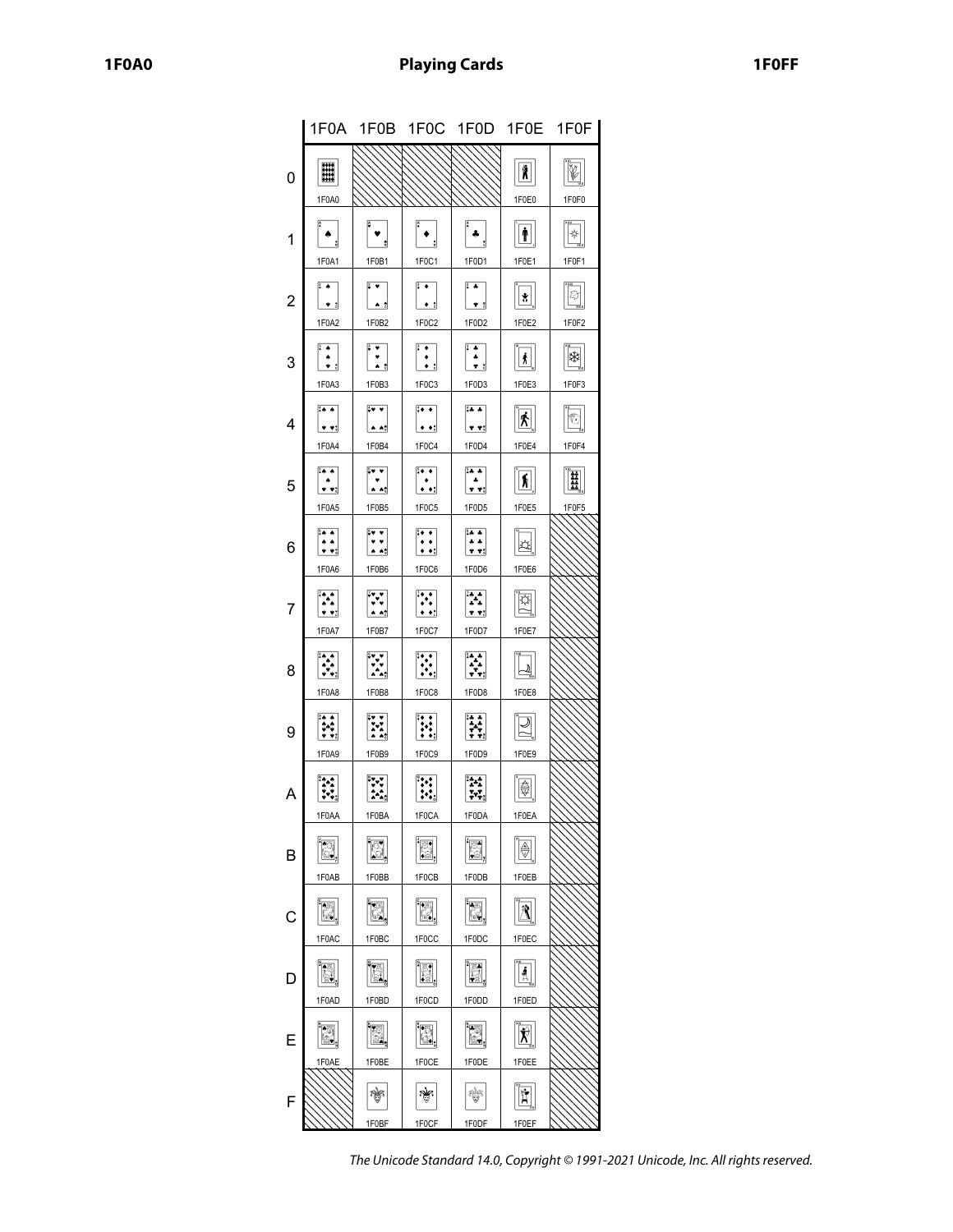# Playing Cards

| | 1F0A | 1F0B | 1F0C | 1F0D | 1F0E | 1F0F |
|---|---|---|---|---|---|---|
| 0 | 1F0A0 | | | | 1F0E0 | 1F0F0 |
| 1 | 1F0A1 | 1F0B1 | 1F0C1 | 1F0D1 | 1F0E1 | 1F0F1 |
| 2 | 1F0A2 | 1F0B2 | 1F0C2 | 1F0D2 | 1F0E2 | 1F0F2 |
| 3 | 1F0A3 | 1F0B3 | 1F0C3 | 1F0D3 | 1F0E3 | 1F0F3 |
| 4 | 1F0A4 | 1F0B4 | 1F0C4 | 1F0D4 | 1F0E4 | 1F0F4 |
| 5 | 1F0A5 | 1F0B5 | 1F0C5 | 1F0D5 | 1F0E5 | 1F0F5 |
| 6 | 1F0A6 | 1F0B6 | 1F0C6 | 1F0D6 | 1F0E6 | |
| 7 | 1F0A7 | 1F0B7 | 1F0C7 | 1F0D7 | 1F0E7 | |
| 8 | 1F0A8 | 1F0B8 | 1F0C8 | 1F0D8 | 1F0E8 | |
| 9 | 1F0A9 | 1F0B9 | 1F0C9 | 1F0D9 | 1F0E9 | |
| A | 1F0AA | 1F0BA | 1F0CA | 1F0DA | 1F0EA | |
| B | 1F0AB | 1F0BB | 1F0CB | 1F0DB | 1F0EB | |
| C | 1F0AC | 1F0BC | 1F0CC | 1F0DC | 1F0EC | |
| D | 1F0AD | 1F0BD | 1F0CD | 1F0DD | 1F0ED | |
| E | 1F0AE | 1F0BE | 1F0CE | 1F0DE | 1F0EE | |
| F | | 1F0BF | 1F0CF | 1F0DF | 1F0EF | |

*The Unicode Standard 14.0, Copyright © 1991-2021 Unicode, Inc. All rights reserved.*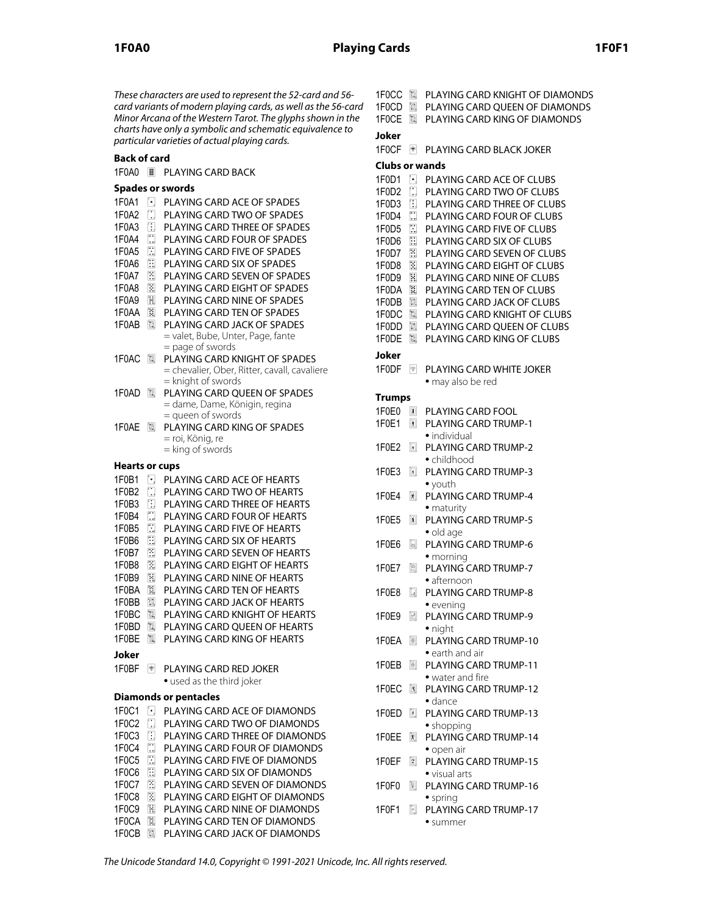*These characters are used to represent the 52-card and 56-card variants of modern playing cards, as well as the 56-card Minor Arcana of the Western Tarot. The glyphs shown in the charts have only a symbolic and schematic equivalence to particular varieties of actual playing cards.*

### Back of card

1F0A0 🂠 PLAYING CARD BACK

### Spades or swords

1F0A1 🂡 PLAYING CARD ACE OF SPADES
1F0A2 🂢 PLAYING CARD TWO OF SPADES
1F0A3 🂣 PLAYING CARD THREE OF SPADES
1F0A4 🂤 PLAYING CARD FOUR OF SPADES
1F0A5 🂥 PLAYING CARD FIVE OF SPADES
1F0A6 🂦 PLAYING CARD SIX OF SPADES
1F0A7 🂧 PLAYING CARD SEVEN OF SPADES
1F0A8 🂨 PLAYING CARD EIGHT OF SPADES
1F0A9 🂩 PLAYING CARD NINE OF SPADES
1F0AA 🂪 PLAYING CARD TEN OF SPADES
1F0AB 🂫 PLAYING CARD JACK OF SPADES
= valet, Bube, Unter, Page, fante
= page of swords
1F0AC 🂬 PLAYING CARD KNIGHT OF SPADES
= chevalier, Ober, Ritter, cavall, cavaliere
= knight of swords
1F0AD 🂭 PLAYING CARD QUEEN OF SPADES
= dame, Dame, Königin, regina
= queen of swords
1F0AE 🂮 PLAYING CARD KING OF SPADES
= roi, König, re
= king of swords

### Hearts or cups

1F0B1 🂱 PLAYING CARD ACE OF HEARTS
1F0B2 🂲 PLAYING CARD TWO OF HEARTS
1F0B3 🂳 PLAYING CARD THREE OF HEARTS
1F0B4 🂴 PLAYING CARD FOUR OF HEARTS
1F0B5 🂵 PLAYING CARD FIVE OF HEARTS
1F0B6 🂶 PLAYING CARD SIX OF HEARTS
1F0B7 🂷 PLAYING CARD SEVEN OF HEARTS
1F0B8 🂸 PLAYING CARD EIGHT OF HEARTS
1F0B9 🂹 PLAYING CARD NINE OF HEARTS
1F0BA 🂺 PLAYING CARD TEN OF HEARTS
1F0BB 🂻 PLAYING CARD JACK OF HEARTS
1F0BC 🂼 PLAYING CARD KNIGHT OF HEARTS
1F0BD 🂽 PLAYING CARD QUEEN OF HEARTS
1F0BE 🂾 PLAYING CARD KING OF HEARTS

### Joker

1F0BF 🂿 PLAYING CARD RED JOKER
• used as the third joker

### Diamonds or pentacles

1F0C1 🃁 PLAYING CARD ACE OF DIAMONDS
1F0C2 🃂 PLAYING CARD TWO OF DIAMONDS
1F0C3 🃃 PLAYING CARD THREE OF DIAMONDS
1F0C4 🃄 PLAYING CARD FOUR OF DIAMONDS
1F0C5 🃅 PLAYING CARD FIVE OF DIAMONDS
1F0C6 🃆 PLAYING CARD SIX OF DIAMONDS
1F0C7 🃇 PLAYING CARD SEVEN OF DIAMONDS
1F0C8 🃈 PLAYING CARD EIGHT OF DIAMONDS
1F0C9 🃉 PLAYING CARD NINE OF DIAMONDS
1F0CA 🃊 PLAYING CARD TEN OF DIAMONDS
1F0CB 🃋 PLAYING CARD JACK OF DIAMONDS
1F0CC 🃌 PLAYING CARD KNIGHT OF DIAMONDS
1F0CD 🃍 PLAYING CARD QUEEN OF DIAMONDS
1F0CE 🃎 PLAYING CARD KING OF DIAMONDS

### Joker

1F0CF 🃏 PLAYING CARD BLACK JOKER

### Clubs or wands

1F0D1 🃑 PLAYING CARD ACE OF CLUBS
1F0D2 🃒 PLAYING CARD TWO OF CLUBS
1F0D3 🃓 PLAYING CARD THREE OF CLUBS
1F0D4 🃔 PLAYING CARD FOUR OF CLUBS
1F0D5 🃕 PLAYING CARD FIVE OF CLUBS
1F0D6 🃖 PLAYING CARD SIX OF CLUBS
1F0D7 🃗 PLAYING CARD SEVEN OF CLUBS
1F0D8 🃘 PLAYING CARD EIGHT OF CLUBS
1F0D9 🃙 PLAYING CARD NINE OF CLUBS
1F0DA 🃚 PLAYING CARD TEN OF CLUBS
1F0DB 🃛 PLAYING CARD JACK OF CLUBS
1F0DC 🃜 PLAYING CARD KNIGHT OF CLUBS
1F0DD 🃝 PLAYING CARD QUEEN OF CLUBS
1F0DE 🃞 PLAYING CARD KING OF CLUBS

### Joker

1F0DF 🃟 PLAYING CARD WHITE JOKER
• may also be red

### Trumps

1F0E0 🃠 PLAYING CARD FOOL
1F0E1 🃡 PLAYING CARD TRUMP-1
• individual
1F0E2 🃢 PLAYING CARD TRUMP-2
• childhood
1F0E3 🃣 PLAYING CARD TRUMP-3
• youth
1F0E4 🃤 PLAYING CARD TRUMP-4
• maturity
1F0E5 🃥 PLAYING CARD TRUMP-5
• old age
1F0E6 🃦 PLAYING CARD TRUMP-6
• morning
1F0E7 🃧 PLAYING CARD TRUMP-7
• afternoon
1F0E8 🃨 PLAYING CARD TRUMP-8
• evening
1F0E9 🃩 PLAYING CARD TRUMP-9
• night
1F0EA 🃪 PLAYING CARD TRUMP-10
• earth and air
1F0EB 🃫 PLAYING CARD TRUMP-11
• water and fire
1F0EC 🃬 PLAYING CARD TRUMP-12
• dance
1F0ED 🃭 PLAYING CARD TRUMP-13
• shopping
1F0EE 🃮 PLAYING CARD TRUMP-14
• open air
1F0EF 🃯 PLAYING CARD TRUMP-15
• visual arts
1F0F0 🃰 PLAYING CARD TRUMP-16
• spring
1F0F1 🃱 PLAYING CARD TRUMP-17
• summer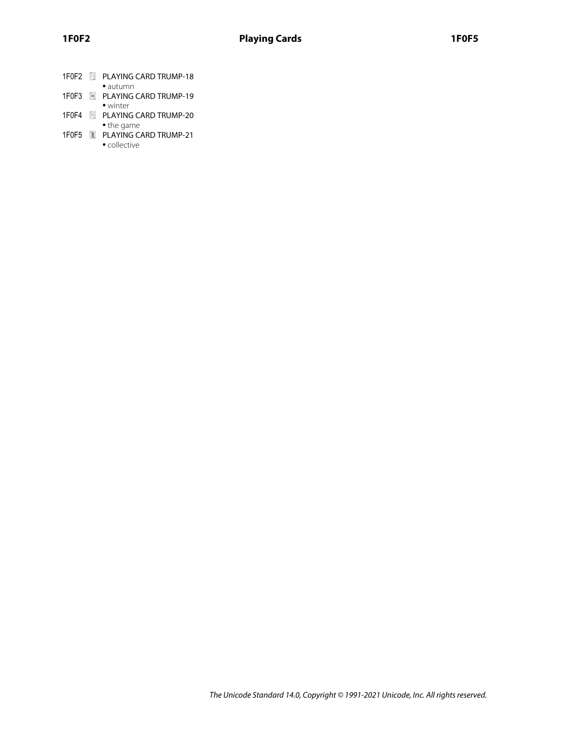1F0F2 🃲 PLAYING CARD TRUMP-18
- autumn

1F0F3 🃳 PLAYING CARD TRUMP-19
- winter

1F0F4 🃴 PLAYING CARD TRUMP-20
- the game

1F0F5 🃵 PLAYING CARD TRUMP-21
- collective